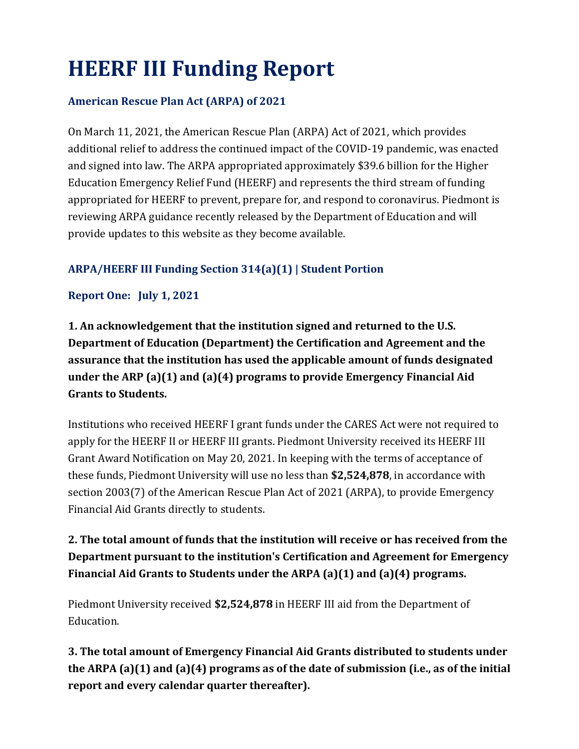# HEERF III Funding Report

### American Rescue Plan Act (ARPA) of 2021

On March 11, 2021, the American Rescue Plan (ARPA) Act of 2021, which provides additional relief to address the continued impact of the COVID-19 pandemic, was enacted and signed into law. The ARPA appropriated approximately $39.6 billion for the Higher Education Emergency Relief Fund (HEERF) and represents the third stream of funding appropriated for HEERF to prevent, prepare for, and respond to coronavirus. Piedmont is reviewing ARPA guidance recently released by the Department of Education and will provide updates to this website as they become available.

### ARPA/HEERF III Funding Section 314(a)(1) | Student Portion

### Report One: July 1, 2021

**1. An acknowledgement that the institution signed and returned to the U.S. Department of Education (Department) the Certification and Agreement and the assurance that the institution has used the applicable amount of funds designated under the ARP (a)(1) and (a)(4) programs to provide Emergency Financial Aid Grants to Students.**

Institutions who received HEERF I grant funds under the CARES Act were not required to apply for the HEERF II or HEERF III grants. Piedmont University received its HEERF III Grant Award Notification on May 20, 2021. In keeping with the terms of acceptance of these funds, Piedmont University will use no less than **$2,524,878**, in accordance with section 2003(7) of the American Rescue Plan Act of 2021 (ARPA), to provide Emergency Financial Aid Grants directly to students.

**2. The total amount of funds that the institution will receive or has received from the Department pursuant to the institution's Certification and Agreement for Emergency Financial Aid Grants to Students under the ARPA (a)(1) and (a)(4) programs.**

Piedmont University received **$2,524,878** in HEERF III aid from the Department of Education.

**3. The total amount of Emergency Financial Aid Grants distributed to students under the ARPA (a)(1) and (a)(4) programs as of the date of submission (i.e., as of the initial report and every calendar quarter thereafter).**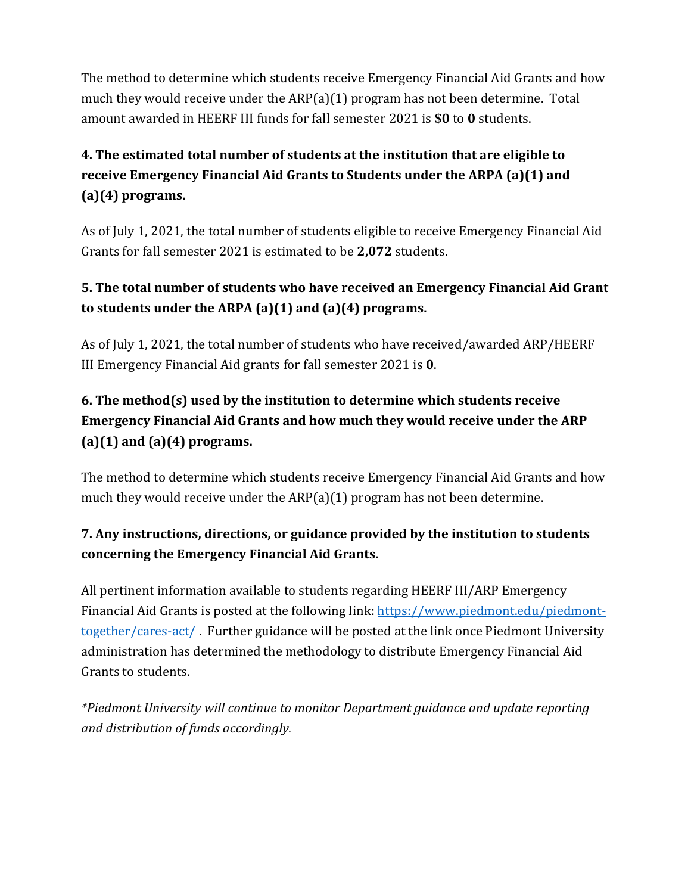The method to determine which students receive Emergency Financial Aid Grants and how much they would receive under the ARP(a)(1) program has not been determine. Total amount awarded in HEERF III funds for fall semester 2021 is **$0** to **0** students.

**4. The estimated total number of students at the institution that are eligible to receive Emergency Financial Aid Grants to Students under the ARPA (a)(1) and (a)(4) programs.**

As of July 1, 2021, the total number of students eligible to receive Emergency Financial Aid Grants for fall semester 2021 is estimated to be **2,072** students.

**5. The total number of students who have received an Emergency Financial Aid Grant to students under the ARPA (a)(1) and (a)(4) programs.**

As of July 1, 2021, the total number of students who have received/awarded ARP/HEERF III Emergency Financial Aid grants for fall semester 2021 is **0**.

**6. The method(s) used by the institution to determine which students receive Emergency Financial Aid Grants and how much they would receive under the ARP (a)(1) and (a)(4) programs.**

The method to determine which students receive Emergency Financial Aid Grants and how much they would receive under the ARP(a)(1) program has not been determine.

**7. Any instructions, directions, or guidance provided by the institution to students concerning the Emergency Financial Aid Grants.**

All pertinent information available to students regarding HEERF III/ARP Emergency Financial Aid Grants is posted at the following link: [https://www.piedmont.edu/piedmont-together/cares-act/](https://www.piedmont.edu/piedmont-together/cares-act/) . Further guidance will be posted at the link once Piedmont University administration has determined the methodology to distribute Emergency Financial Aid Grants to students.

*\*Piedmont University will continue to monitor Department guidance and update reporting and distribution of funds accordingly.*